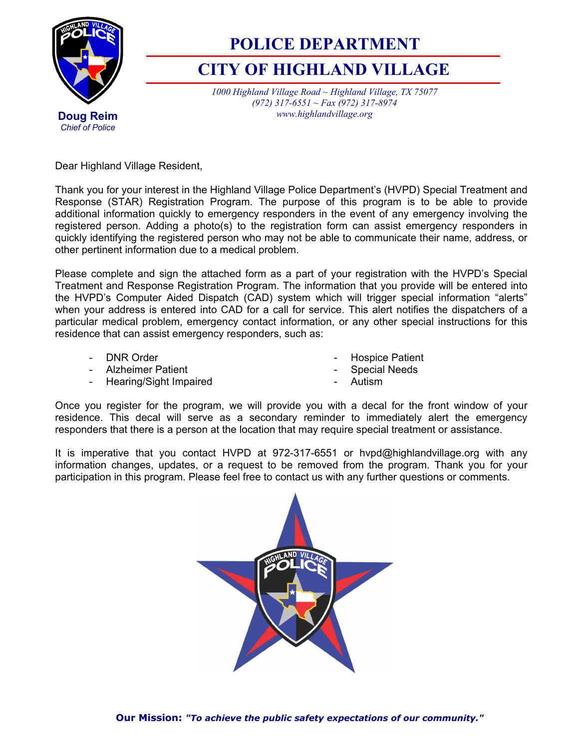# POLICE DEPARTMENT

## CITY OF HIGHLAND VILLAGE

*1000 Highland Village Road ~ Highland Village, TX 75077*
*(972) 317-6551 ~ Fax (972) 317-8974*
*www.highlandvillage.org*

**Doug Reim**
*Chief of Police*

Dear Highland Village Resident,

Thank you for your interest in the Highland Village Police Department's (HVPD) Special Treatment and Response (STAR) Registration Program. The purpose of this program is to be able to provide additional information quickly to emergency responders in the event of any emergency involving the registered person. Adding a photo(s) to the registration form can assist emergency responders in quickly identifying the registered person who may not be able to communicate their name, address, or other pertinent information due to a medical problem.

Please complete and sign the attached form as a part of your registration with the HVPD's Special Treatment and Response Registration Program. The information that you provide will be entered into the HVPD's Computer Aided Dispatch (CAD) system which will trigger special information "alerts" when your address is entered into CAD for a call for service. This alert notifies the dispatchers of a particular medical problem, emergency contact information, or any other special instructions for this residence that can assist emergency responders, such as:

- DNR Order
- Alzheimer Patient
- Hearing/Sight Impaired
- Hospice Patient
- Special Needs
- Autism

Once you register for the program, we will provide you with a decal for the front window of your residence. This decal will serve as a secondary reminder to immediately alert the emergency responders that there is a person at the location that may require special treatment or assistance.

It is imperative that you contact HVPD at 972-317-6551 or hvpd@highlandvillage.org with any information changes, updates, or a request to be removed from the program. Thank you for your participation in this program. Please feel free to contact us with any further questions or comments.

**Our Mission:** ***"To achieve the public safety expectations of our community."***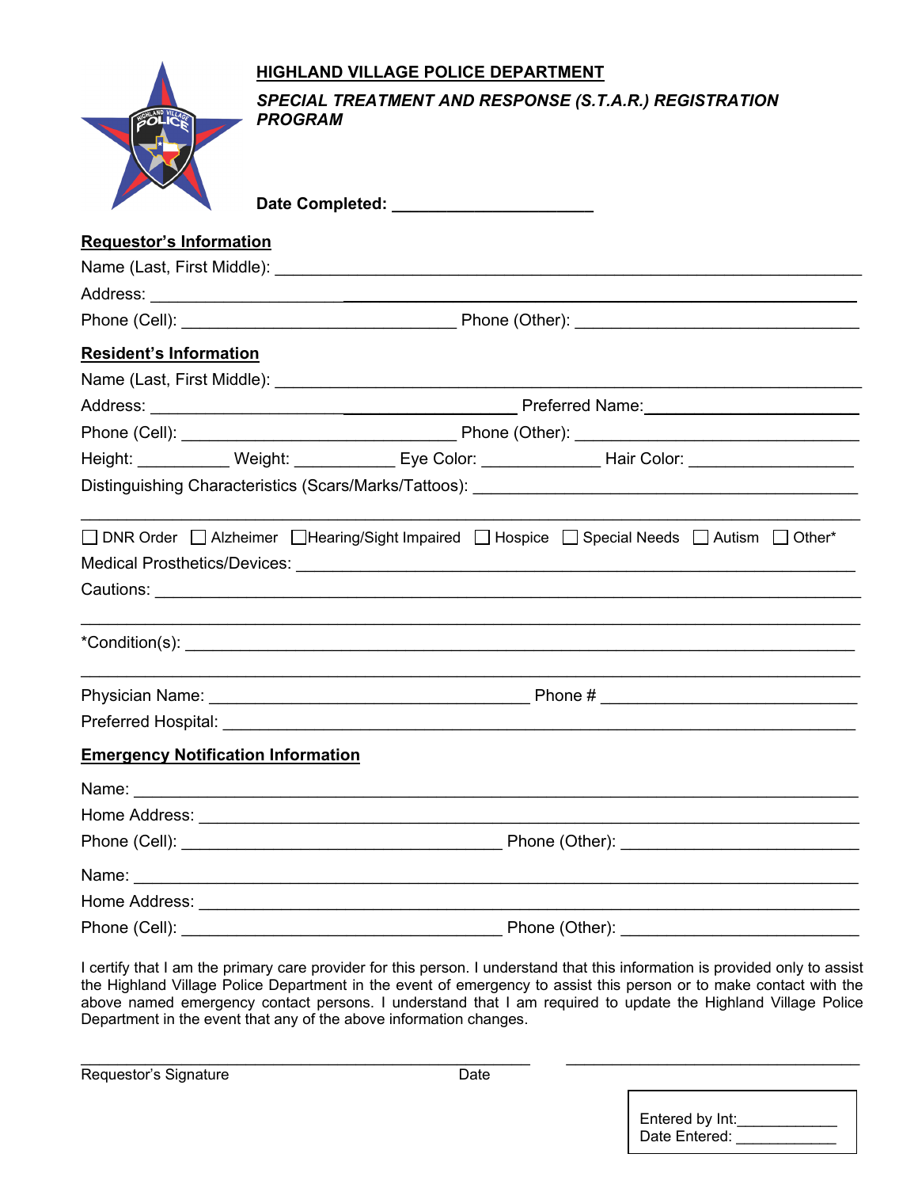## HIGHLAND VILLAGE POLICE DEPARTMENT

***SPECIAL TREATMENT AND RESPONSE (S.T.A.R.) REGISTRATION PROGRAM***

**Date Completed:** ______________________

**Requestor's Information**

Name (Last, First Middle): ____________________________________________

Address: ____________________________________________

Phone (Cell): ______________________ Phone (Other): ______________________

**Resident's Information**

Name (Last, First Middle): ____________________________________________

Address: ______________________ Preferred Name: ______________________

Phone (Cell): ______________________ Phone (Other): ______________________

Height: __________ Weight: __________ Eye Color: __________ Hair Color: __________

Distinguishing Characteristics (Scars/Marks/Tattoos): ______________________

____________________________________________

☐ DNR Order ☐ Alzheimer ☐ Hearing/Sight Impaired ☐ Hospice ☐ Special Needs ☐ Autism ☐ Other*

Medical Prosthetics/Devices: ____________________________________________

Cautions: ____________________________________________

____________________________________________

*Condition(s): ____________________________________________

____________________________________________

Physician Name: ______________________ Phone # ______________________

Preferred Hospital: ____________________________________________

**Emergency Notification Information**

Name: ____________________________________________

Home Address: ____________________________________________

Phone (Cell): ______________________ Phone (Other): ______________________

Name: ____________________________________________

Home Address: ____________________________________________

Phone (Cell): ______________________ Phone (Other): ______________________

I certify that I am the primary care provider for this person. I understand that this information is provided only to assist the Highland Village Police Department in the event of emergency to assist this person or to make contact with the above named emergency contact persons. I understand that I am required to update the Highland Village Police Department in the event that any of the above information changes.

______________________________ ______________________

Requestor's Signature Date

Entered by Int: ____________

Date Entered: ____________